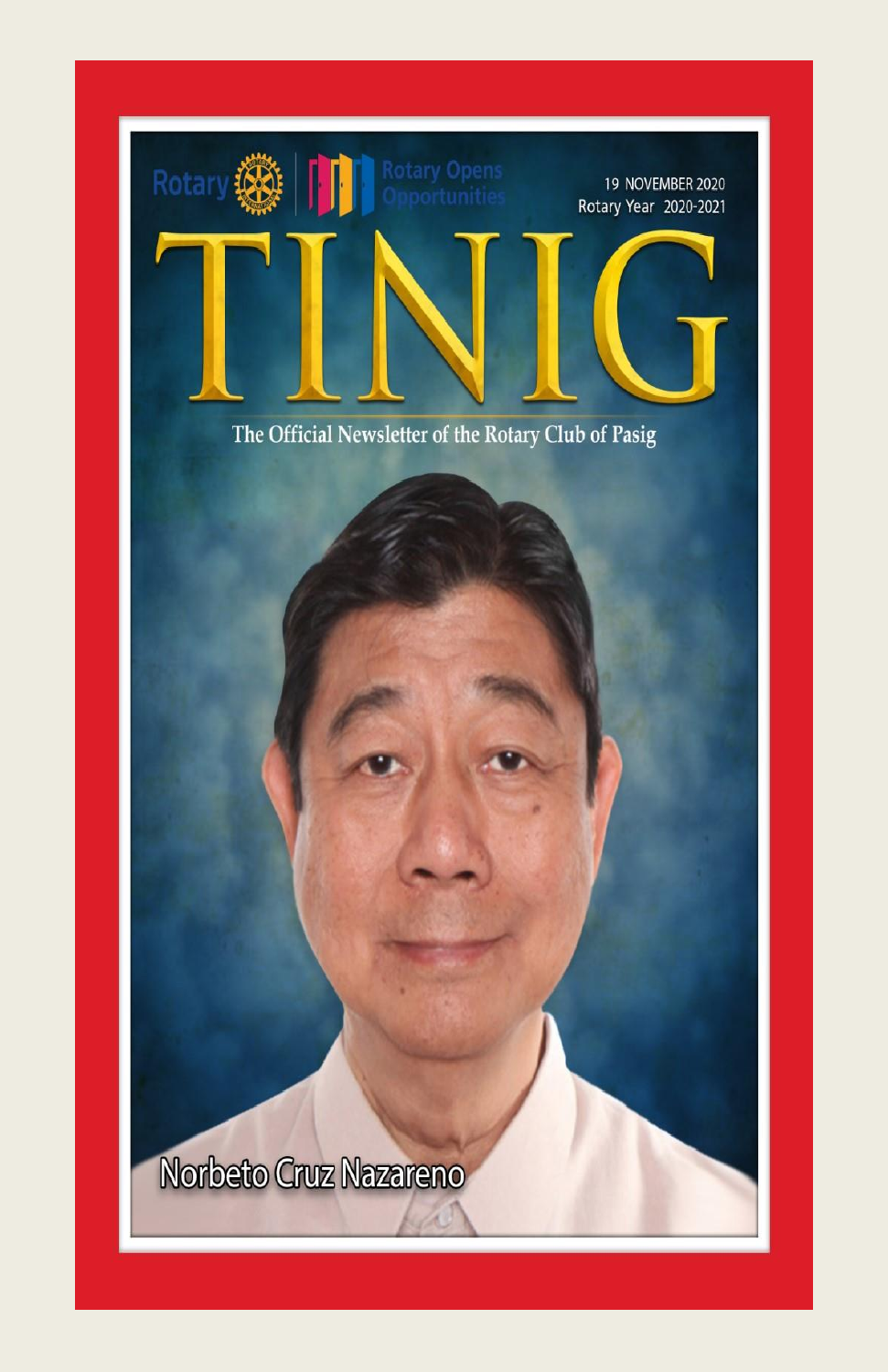Rotary | Rotary Opens Opportunities

19 NOVEMBER 2020
Rotary Year 2020-2021

# TINIG

The Official Newsletter of the Rotary Club of Pasig

Norbeto Cruz Nazareno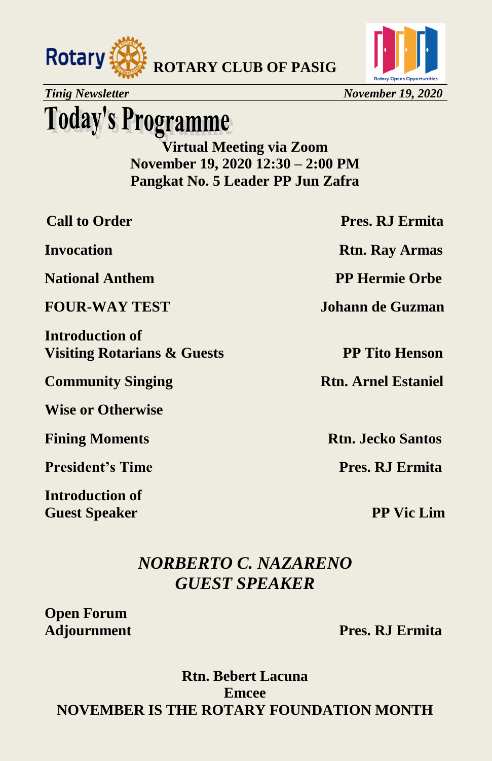# Today's Programme

**Virtual Meeting via Zoom**
**November 19, 2020 12:30 – 2:00 PM**
**Pangkat No. 5 Leader PP Jun Zafra**

| | |
|---|---|
| **Call to Order** | **Pres. RJ Ermita** |
| **Invocation** | **Rtn. Ray Armas** |
| **National Anthem** | **PP Hermie Orbe** |
| **FOUR-WAY TEST** | **Johann de Guzman** |
| **Introduction of Visiting Rotarians & Guests** | **PP Tito Henson** |
| **Community Singing** | **Rtn. Arnel Estaniel** |
| **Wise or Otherwise** | |
| **Fining Moments** | **Rtn. Jecko Santos** |
| **President's Time** | **Pres. RJ Ermita** |
| **Introduction of Guest Speaker** | **PP Vic Lim** |

***NORBERTO C. NAZARENO***
***GUEST SPEAKER***

| | |
|---|---|
| **Open Forum** | |
| **Adjournment** | **Pres. RJ Ermita** |

**Rtn. Bebert Lacuna**
**Emcee**

**NOVEMBER IS THE ROTARY FOUNDATION MONTH**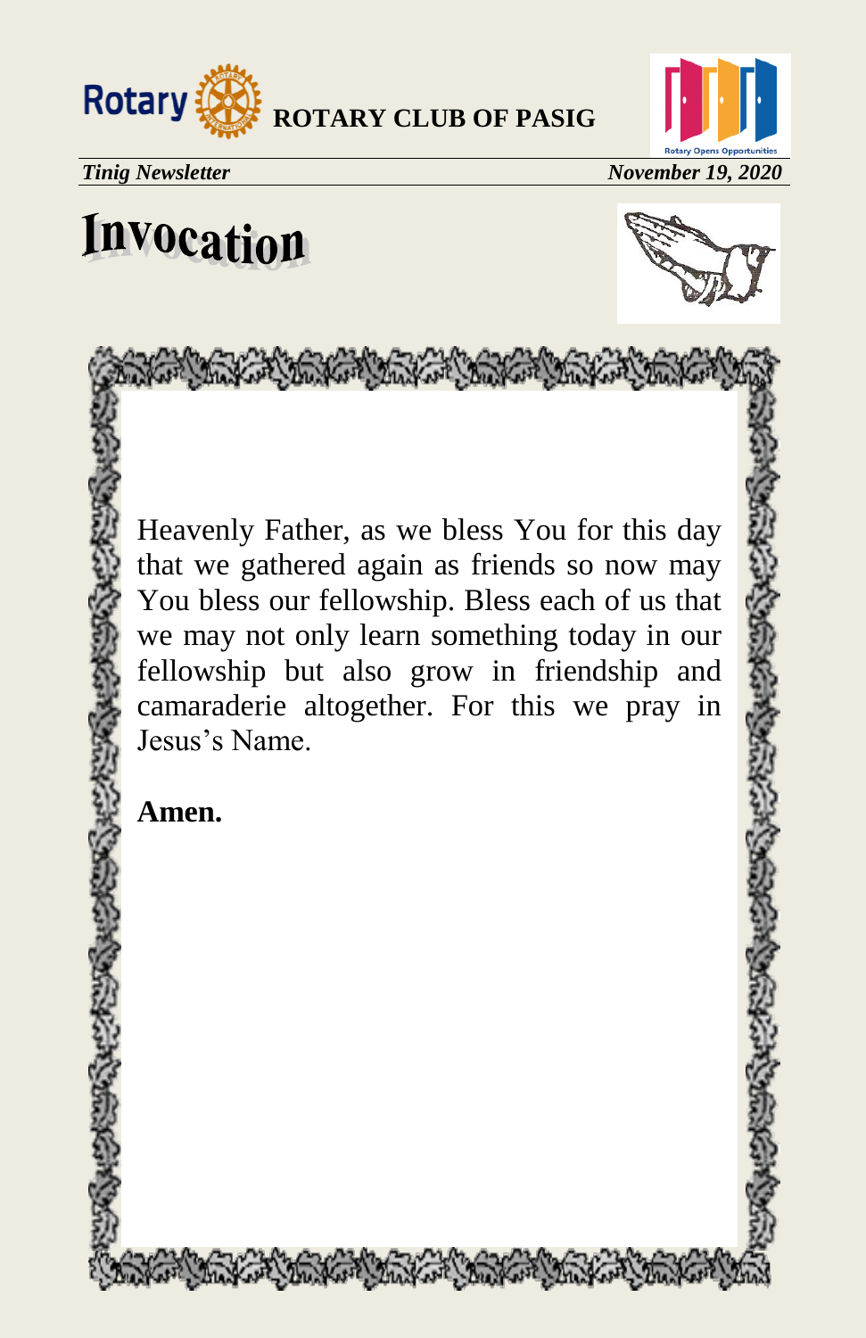# Invocation

Heavenly Father, as we bless You for this day that we gathered again as friends so now may You bless our fellowship. Bless each of us that we may not only learn something today in our fellowship but also grow in friendship and camaraderie altogether. For this we pray in Jesus's Name.

**Amen.**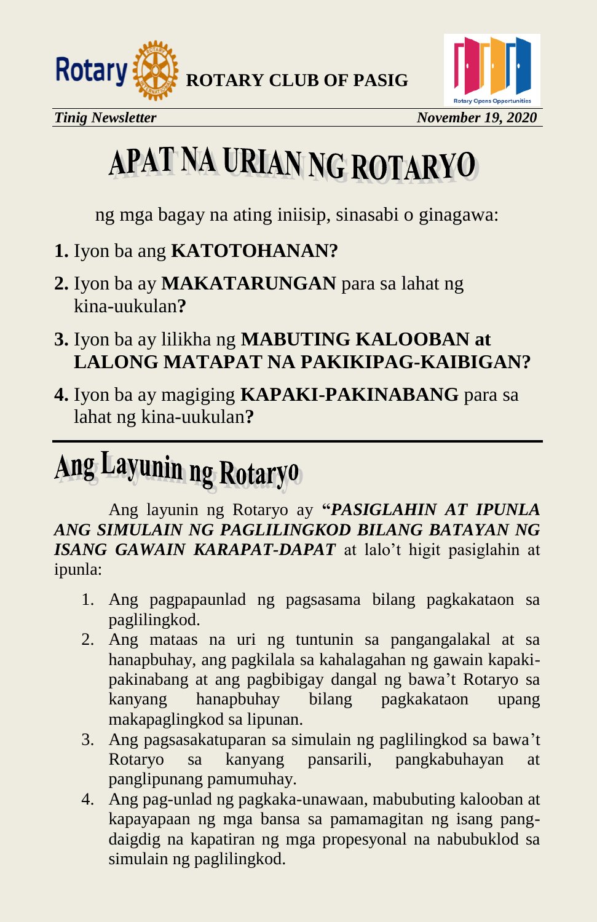# APAT NA URIAN NG ROTARYO

ng mga bagay na ating iniisip, sinasabi o ginagawa:

**1.** Iyon ba ang **KATOTOHANAN?**

**2.** Iyon ba ay **MAKATARUNGAN** para sa lahat ng kina-uukulan**?**

**3.** Iyon ba ay lilikha ng **MABUTING KALOOBAN at LALONG MATAPAT NA PAKIKIPAG-KAIBIGAN?**

**4.** Iyon ba ay magiging **KAPAKI-PAKINABANG** para sa lahat ng kina-uukulan**?**

---

# Ang Layunin ng Rotaryo

Ang layunin ng Rotaryo ay **"*PASIGLAHIN AT IPUNLA ANG SIMULAIN NG PAGLILINGKOD BILANG BATAYAN NG ISANG GAWAIN KARAPAT-DAPAT*** at lalo't higit pasiglahin at ipunla:

1. Ang pagpapaunlad ng pagsasama bilang pagkakataon sa paglilingkod.
2. Ang mataas na uri ng tuntunin sa pangangalakal at sa hanapbuhay, ang pagkilala sa kahalagahan ng gawain kapaki-pakinabang at ang pagbibigay dangal ng bawa't Rotaryo sa kanyang hanapbuhay bilang pagkakataon upang makapaglingkod sa lipunan.
3. Ang pagsasakatuparan sa simulain ng paglilingkod sa bawa't Rotaryo sa kanyang pansarili, pangkabuhayan at panglipunang pamumuhay.
4. Ang pag-unlad ng pagkaka-unawaan, mabubuting kalooban at kapayapaan ng mga bansa sa pamamagitan ng isang pang-daigdig na kapatiran ng mga propesyonal na nabubuklod sa simulain ng paglilingkod.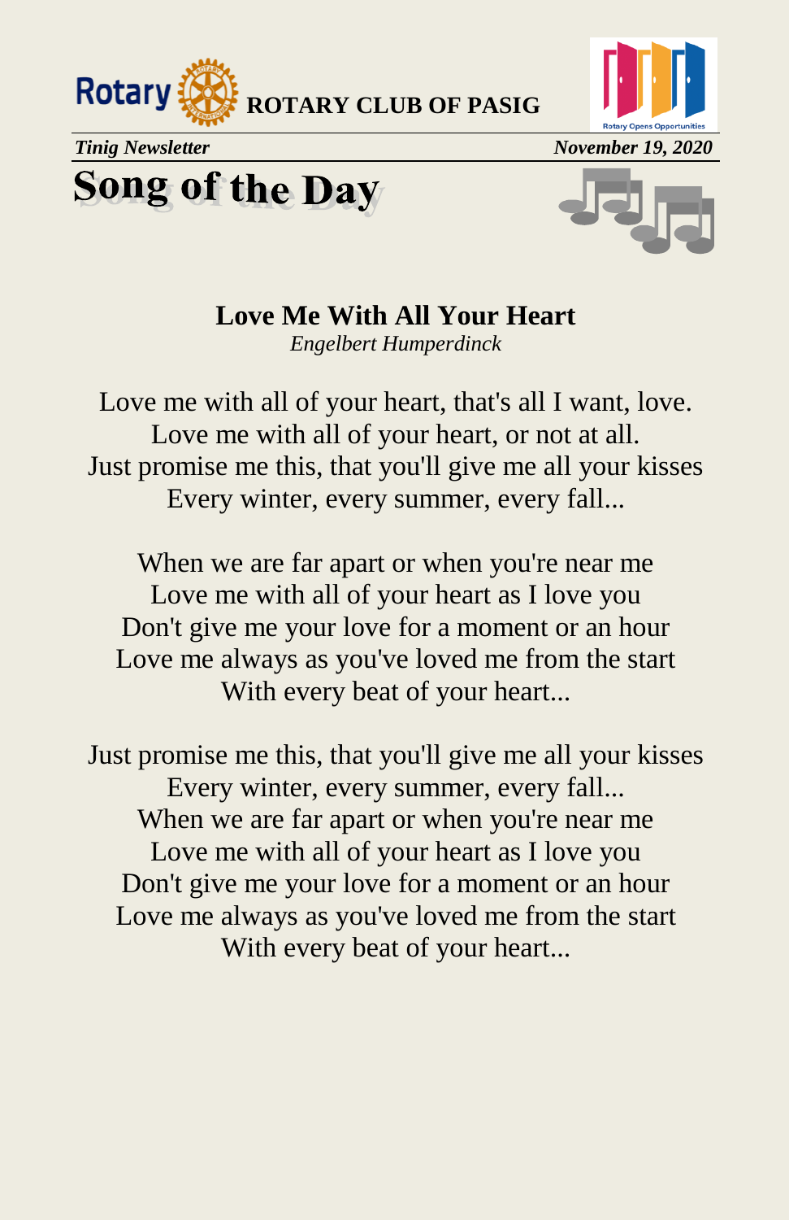# Song of the Day

## Love Me With All Your Heart

*Engelbert Humperdinck*

Love me with all of your heart, that's all I want, love.
Love me with all of your heart, or not at all.
Just promise me this, that you'll give me all your kisses
Every winter, every summer, every fall...

When we are far apart or when you're near me
Love me with all of your heart as I love you
Don't give me your love for a moment or an hour
Love me always as you've loved me from the start
With every beat of your heart...

Just promise me this, that you'll give me all your kisses
Every winter, every summer, every fall...
When we are far apart or when you're near me
Love me with all of your heart as I love you
Don't give me your love for a moment or an hour
Love me always as you've loved me from the start
With every beat of your heart...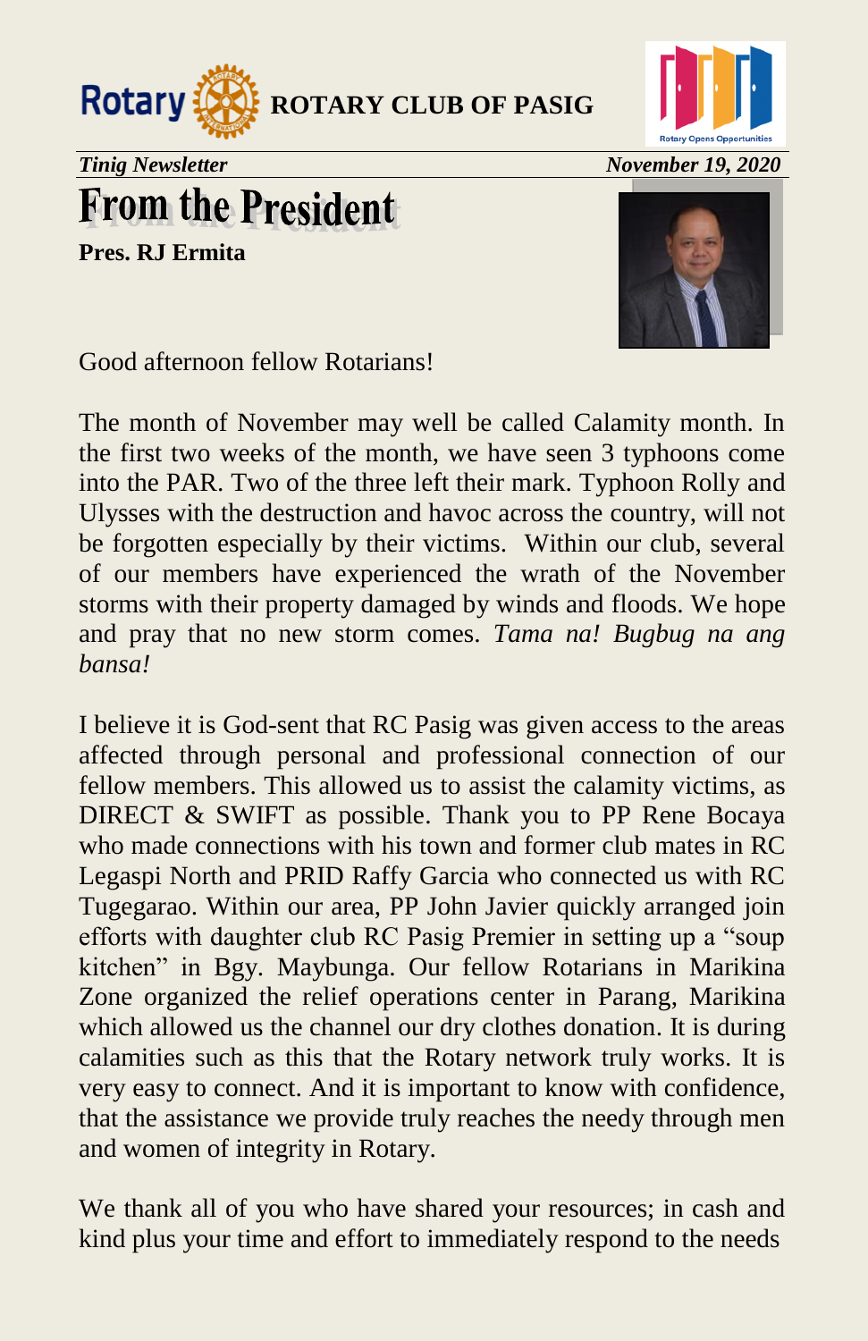# From the President

**Pres. RJ Ermita**

Good afternoon fellow Rotarians!

The month of November may well be called Calamity month. In the first two weeks of the month, we have seen 3 typhoons come into the PAR. Two of the three left their mark. Typhoon Rolly and Ulysses with the destruction and havoc across the country, will not be forgotten especially by their victims. Within our club, several of our members have experienced the wrath of the November storms with their property damaged by winds and floods. We hope and pray that no new storm comes. *Tama na! Bugbug na ang bansa!*

I believe it is God-sent that RC Pasig was given access to the areas affected through personal and professional connection of our fellow members. This allowed us to assist the calamity victims, as DIRECT & SWIFT as possible. Thank you to PP Rene Bocaya who made connections with his town and former club mates in RC Legaspi North and PRID Raffy Garcia who connected us with RC Tugegarao. Within our area, PP John Javier quickly arranged join efforts with daughter club RC Pasig Premier in setting up a "soup kitchen" in Bgy. Maybunga. Our fellow Rotarians in Marikina Zone organized the relief operations center in Parang, Marikina which allowed us the channel our dry clothes donation. It is during calamities such as this that the Rotary network truly works. It is very easy to connect. And it is important to know with confidence, that the assistance we provide truly reaches the needy through men and women of integrity in Rotary.

We thank all of you who have shared your resources; in cash and kind plus your time and effort to immediately respond to the needs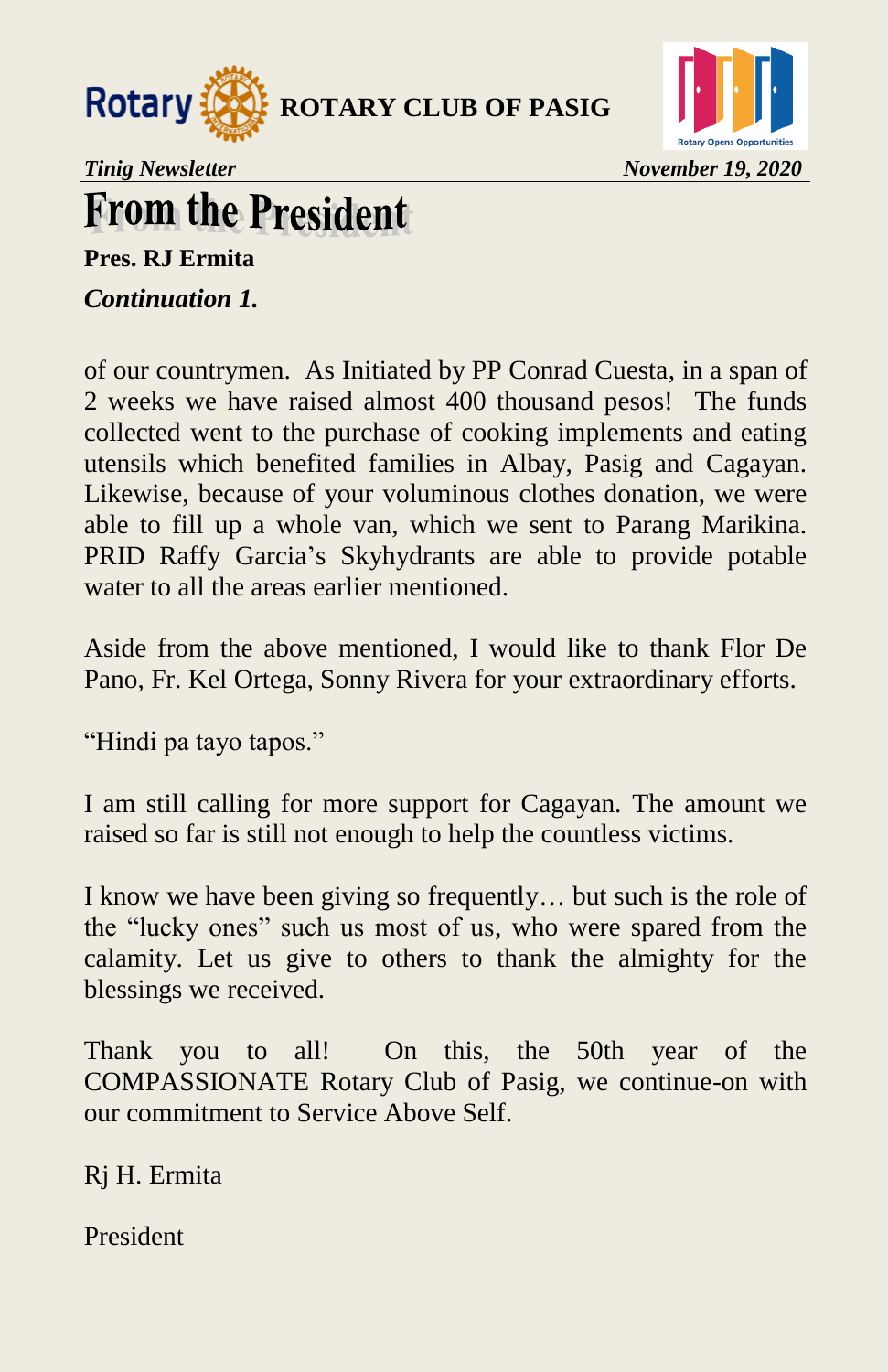# From the President

**Pres. RJ Ermita**

***Continuation 1.***

of our countrymen. As Initiated by PP Conrad Cuesta, in a span of 2 weeks we have raised almost 400 thousand pesos! The funds collected went to the purchase of cooking implements and eating utensils which benefited families in Albay, Pasig and Cagayan. Likewise, because of your voluminous clothes donation, we were able to fill up a whole van, which we sent to Parang Marikina. PRID Raffy Garcia's Skyhydrants are able to provide potable water to all the areas earlier mentioned.

Aside from the above mentioned, I would like to thank Flor De Pano, Fr. Kel Ortega, Sonny Rivera for your extraordinary efforts.

"Hindi pa tayo tapos."

I am still calling for more support for Cagayan. The amount we raised so far is still not enough to help the countless victims.

I know we have been giving so frequently… but such is the role of the "lucky ones" such us most of us, who were spared from the calamity. Let us give to others to thank the almighty for the blessings we received.

Thank you to all! On this, the 50th year of the COMPASSIONATE Rotary Club of Pasig, we continue-on with our commitment to Service Above Self.

Rj H. Ermita

President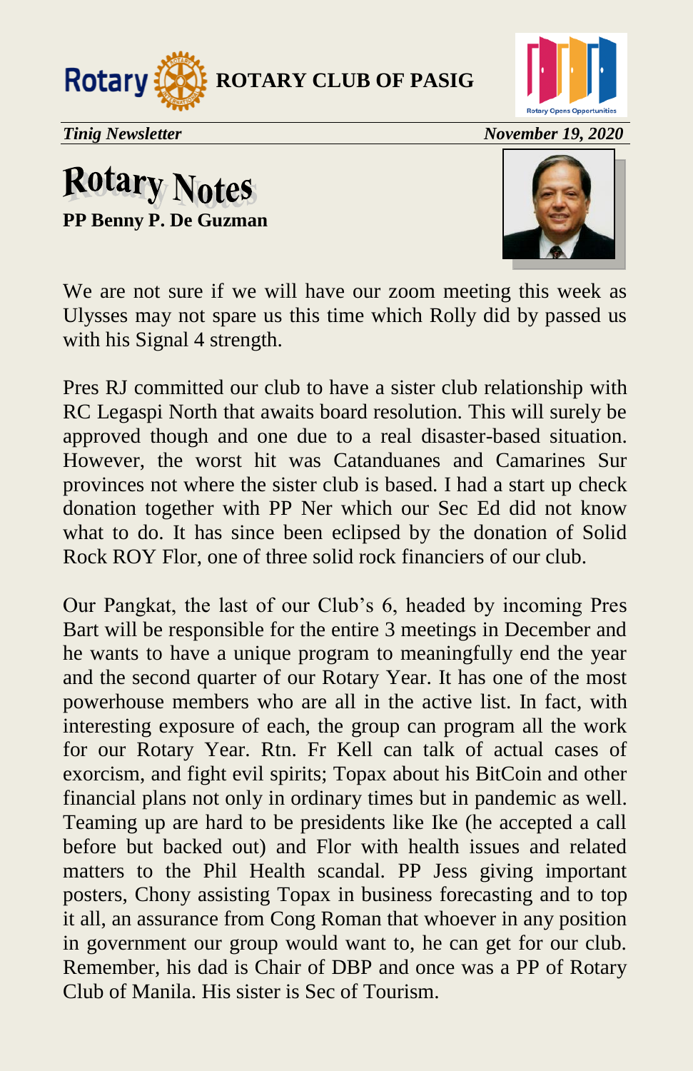# Rotary Notes

**PP Benny P. De Guzman**

We are not sure if we will have our zoom meeting this week as Ulysses may not spare us this time which Rolly did by passed us with his Signal 4 strength.

Pres RJ committed our club to have a sister club relationship with RC Legaspi North that awaits board resolution. This will surely be approved though and one due to a real disaster-based situation. However, the worst hit was Catanduanes and Camarines Sur provinces not where the sister club is based. I had a start up check donation together with PP Ner which our Sec Ed did not know what to do. It has since been eclipsed by the donation of Solid Rock ROY Flor, one of three solid rock financiers of our club.

Our Pangkat, the last of our Club's 6, headed by incoming Pres Bart will be responsible for the entire 3 meetings in December and he wants to have a unique program to meaningfully end the year and the second quarter of our Rotary Year. It has one of the most powerhouse members who are all in the active list. In fact, with interesting exposure of each, the group can program all the work for our Rotary Year. Rtn. Fr Kell can talk of actual cases of exorcism, and fight evil spirits; Topax about his BitCoin and other financial plans not only in ordinary times but in pandemic as well. Teaming up are hard to be presidents like Ike (he accepted a call before but backed out) and Flor with health issues and related matters to the Phil Health scandal. PP Jess giving important posters, Chony assisting Topax in business forecasting and to top it all, an assurance from Cong Roman that whoever in any position in government our group would want to, he can get for our club. Remember, his dad is Chair of DBP and once was a PP of Rotary Club of Manila. His sister is Sec of Tourism.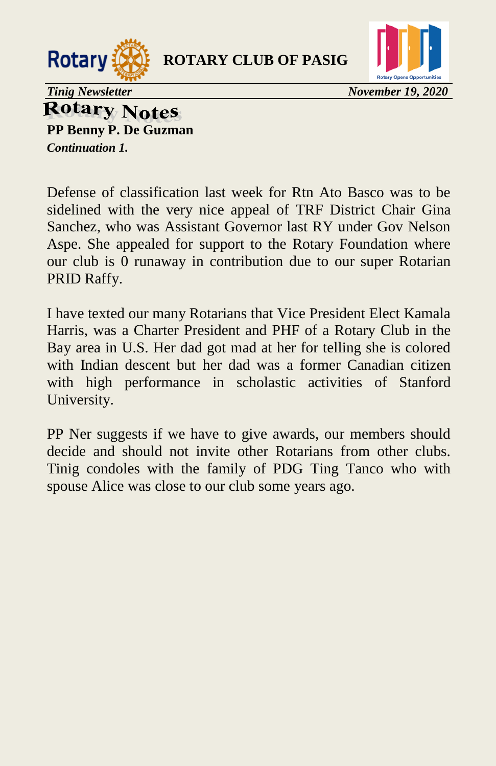## Rotary Notes

**PP Benny P. De Guzman**

***Continuation 1.***

Defense of classification last week for Rtn Ato Basco was to be sidelined with the very nice appeal of TRF District Chair Gina Sanchez, who was Assistant Governor last RY under Gov Nelson Aspe. She appealed for support to the Rotary Foundation where our club is 0 runaway in contribution due to our super Rotarian PRID Raffy.

I have texted our many Rotarians that Vice President Elect Kamala Harris, was a Charter President and PHF of a Rotary Club in the Bay area in U.S. Her dad got mad at her for telling she is colored with Indian descent but her dad was a former Canadian citizen with high performance in scholastic activities of Stanford University.

PP Ner suggests if we have to give awards, our members should decide and should not invite other Rotarians from other clubs. Tinig condoles with the family of PDG Ting Tanco who with spouse Alice was close to our club some years ago.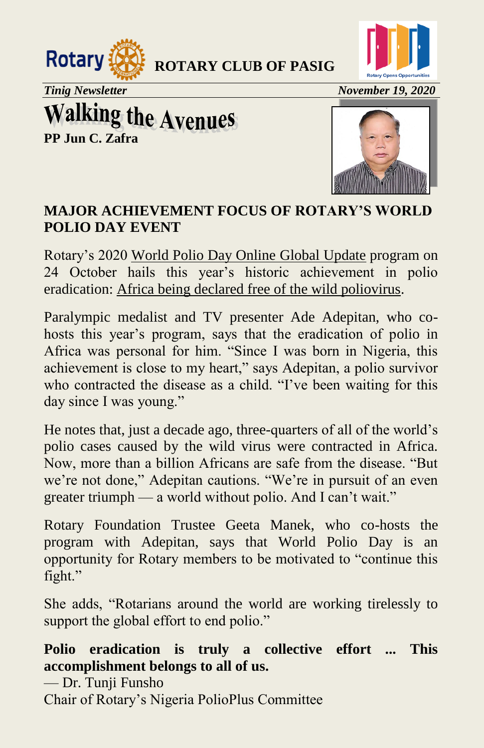ROTARY CLUB OF PASIG

*Tinig Newsletter* *November 19, 2020*

# Walking the Avenues

**PP Jun C. Zafra**

## MAJOR ACHIEVEMENT FOCUS OF ROTARY'S WORLD POLIO DAY EVENT

Rotary's 2020 World Polio Day Online Global Update program on 24 October hails this year's historic achievement in polio eradication: Africa being declared free of the wild poliovirus.

Paralympic medalist and TV presenter Ade Adepitan, who co-hosts this year's program, says that the eradication of polio in Africa was personal for him. "Since I was born in Nigeria, this achievement is close to my heart," says Adepitan, a polio survivor who contracted the disease as a child. "I've been waiting for this day since I was young."

He notes that, just a decade ago, three-quarters of all of the world's polio cases caused by the wild virus were contracted in Africa. Now, more than a billion Africans are safe from the disease. "But we're not done," Adepitan cautions. "We're in pursuit of an even greater triumph — a world without polio. And I can't wait."

Rotary Foundation Trustee Geeta Manek, who co-hosts the program with Adepitan, says that World Polio Day is an opportunity for Rotary members to be motivated to "continue this fight."

She adds, "Rotarians around the world are working tirelessly to support the global effort to end polio."

**Polio eradication is truly a collective effort ... This accomplishment belongs to all of us.**

— Dr. Tunji Funsho
Chair of Rotary's Nigeria PolioPlus Committee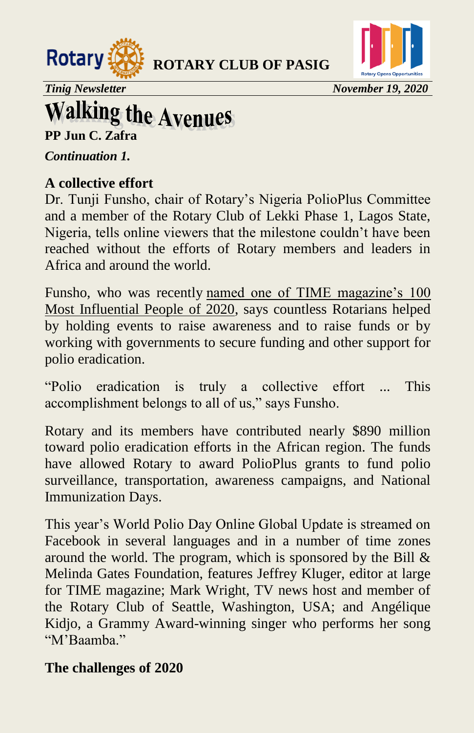# Walking the Avenues

**PP Jun C. Zafra**

***Continuation 1.***

**A collective effort**

Dr. Tunji Funsho, chair of Rotary's Nigeria PolioPlus Committee and a member of the Rotary Club of Lekki Phase 1, Lagos State, Nigeria, tells online viewers that the milestone couldn't have been reached without the efforts of Rotary members and leaders in Africa and around the world.

Funsho, who was recently named one of TIME magazine's 100 Most Influential People of 2020, says countless Rotarians helped by holding events to raise awareness and to raise funds or by working with governments to secure funding and other support for polio eradication.

"Polio eradication is truly a collective effort ... This accomplishment belongs to all of us," says Funsho.

Rotary and its members have contributed nearly $890 million toward polio eradication efforts in the African region. The funds have allowed Rotary to award PolioPlus grants to fund polio surveillance, transportation, awareness campaigns, and National Immunization Days.

This year's World Polio Day Online Global Update is streamed on Facebook in several languages and in a number of time zones around the world. The program, which is sponsored by the Bill & Melinda Gates Foundation, features Jeffrey Kluger, editor at large for TIME magazine; Mark Wright, TV news host and member of the Rotary Club of Seattle, Washington, USA; and Angélique Kidjo, a Grammy Award-winning singer who performs her song "M'Baamba."

**The challenges of 2020**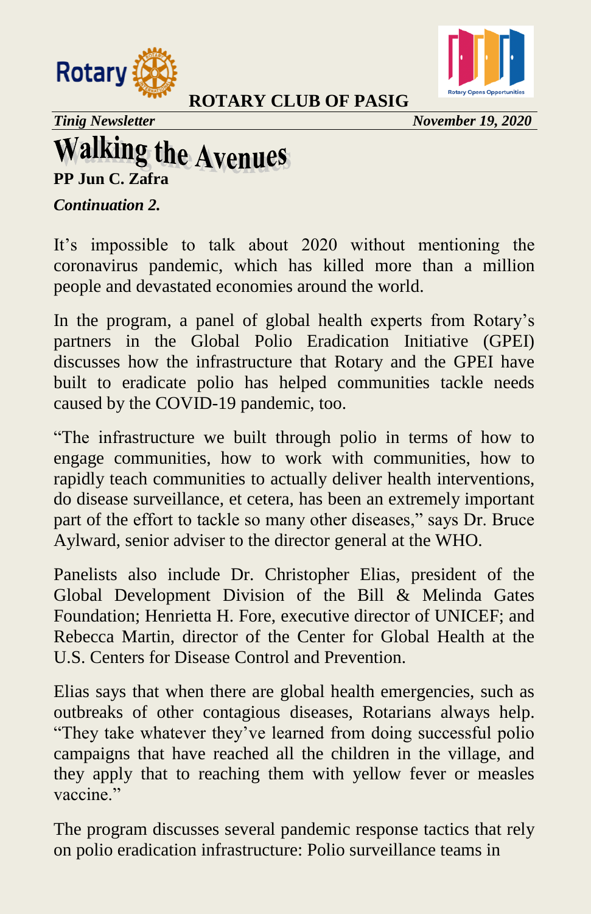# Walking the Avenues

**PP Jun C. Zafra**

***Continuation 2.***

It's impossible to talk about 2020 without mentioning the coronavirus pandemic, which has killed more than a million people and devastated economies around the world.

In the program, a panel of global health experts from Rotary's partners in the Global Polio Eradication Initiative (GPEI) discusses how the infrastructure that Rotary and the GPEI have built to eradicate polio has helped communities tackle needs caused by the COVID-19 pandemic, too.

"The infrastructure we built through polio in terms of how to engage communities, how to work with communities, how to rapidly teach communities to actually deliver health interventions, do disease surveillance, et cetera, has been an extremely important part of the effort to tackle so many other diseases," says Dr. Bruce Aylward, senior adviser to the director general at the WHO.

Panelists also include Dr. Christopher Elias, president of the Global Development Division of the Bill & Melinda Gates Foundation; Henrietta H. Fore, executive director of UNICEF; and Rebecca Martin, director of the Center for Global Health at the U.S. Centers for Disease Control and Prevention.

Elias says that when there are global health emergencies, such as outbreaks of other contagious diseases, Rotarians always help. "They take whatever they've learned from doing successful polio campaigns that have reached all the children in the village, and they apply that to reaching them with yellow fever or measles vaccine."

The program discusses several pandemic response tactics that rely on polio eradication infrastructure: Polio surveillance teams in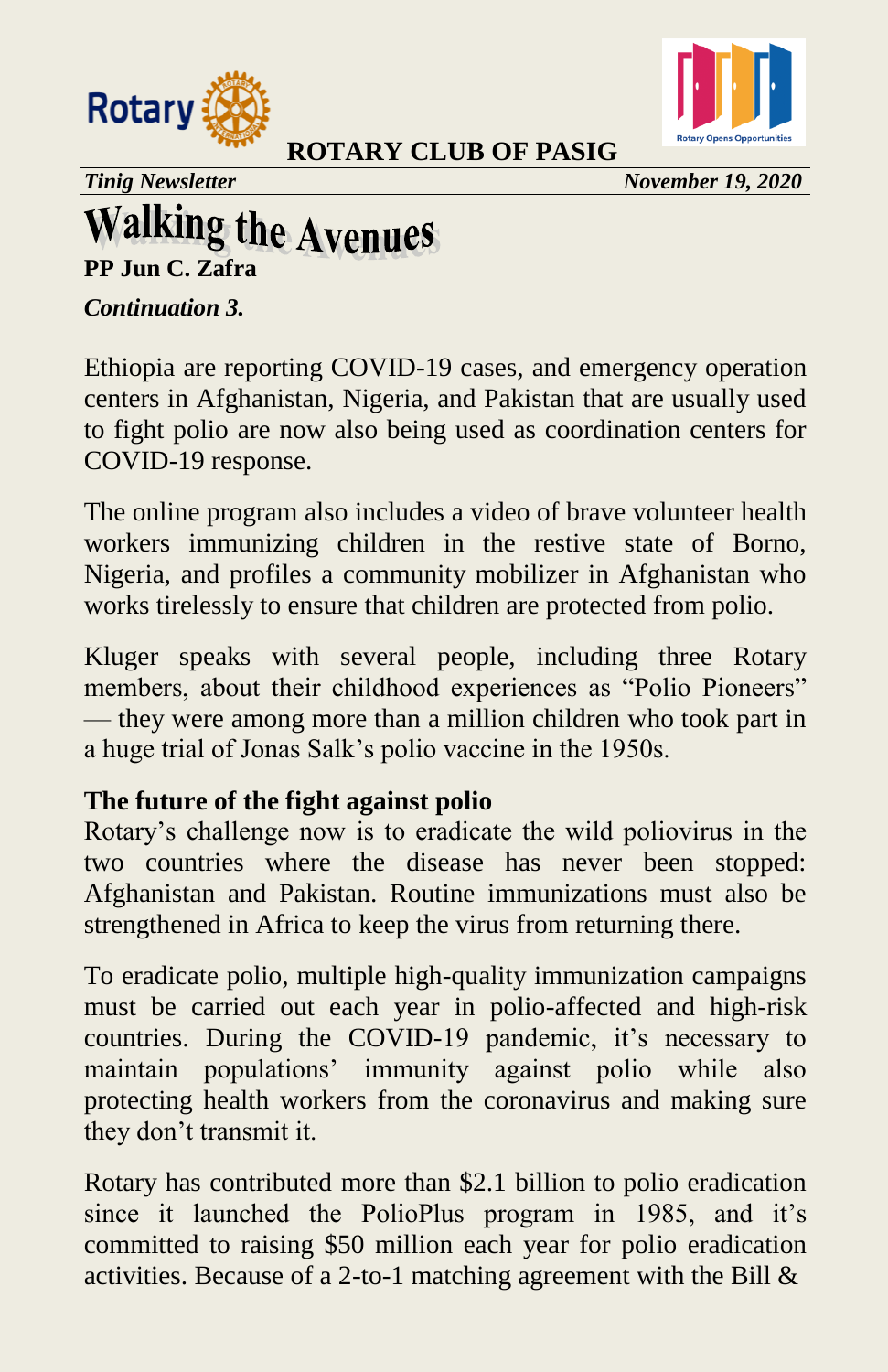# Walking the Avenues

**PP Jun C. Zafra**

***Continuation 3.***

Ethiopia are reporting COVID-19 cases, and emergency operation centers in Afghanistan, Nigeria, and Pakistan that are usually used to fight polio are now also being used as coordination centers for COVID-19 response.

The online program also includes a video of brave volunteer health workers immunizing children in the restive state of Borno, Nigeria, and profiles a community mobilizer in Afghanistan who works tirelessly to ensure that children are protected from polio.

Kluger speaks with several people, including three Rotary members, about their childhood experiences as "Polio Pioneers" — they were among more than a million children who took part in a huge trial of Jonas Salk's polio vaccine in the 1950s.

**The future of the fight against polio**

Rotary's challenge now is to eradicate the wild poliovirus in the two countries where the disease has never been stopped: Afghanistan and Pakistan. Routine immunizations must also be strengthened in Africa to keep the virus from returning there.

To eradicate polio, multiple high-quality immunization campaigns must be carried out each year in polio-affected and high-risk countries. During the COVID-19 pandemic, it's necessary to maintain populations' immunity against polio while also protecting health workers from the coronavirus and making sure they don't transmit it.

Rotary has contributed more than $2.1 billion to polio eradication since it launched the PolioPlus program in 1985, and it's committed to raising $50 million each year for polio eradication activities. Because of a 2-to-1 matching agreement with the Bill &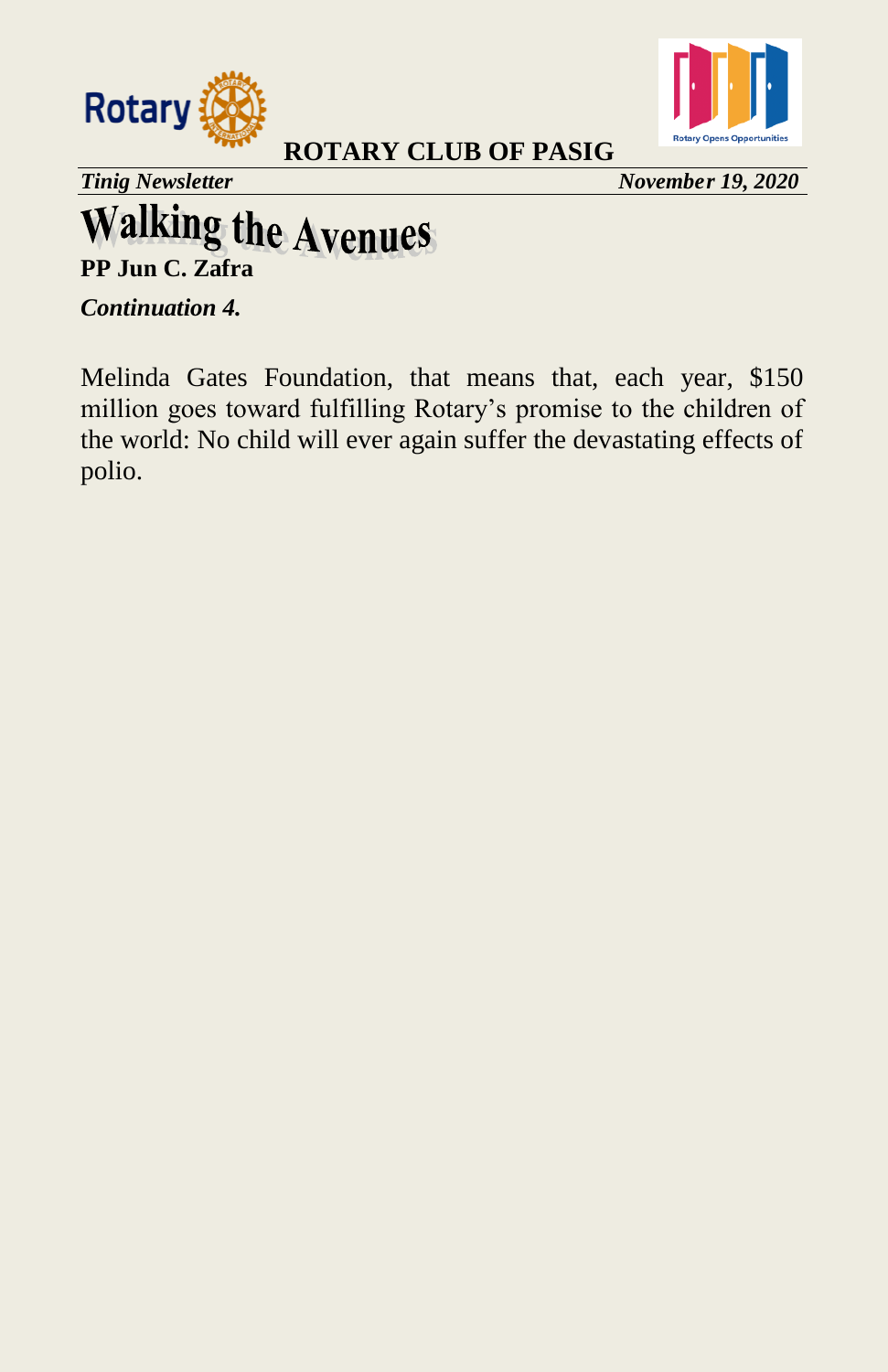# Walking the Avenues

**PP Jun C. Zafra**

***Continuation 4.***

Melinda Gates Foundation, that means that, each year, $150 million goes toward fulfilling Rotary's promise to the children of the world: No child will ever again suffer the devastating effects of polio.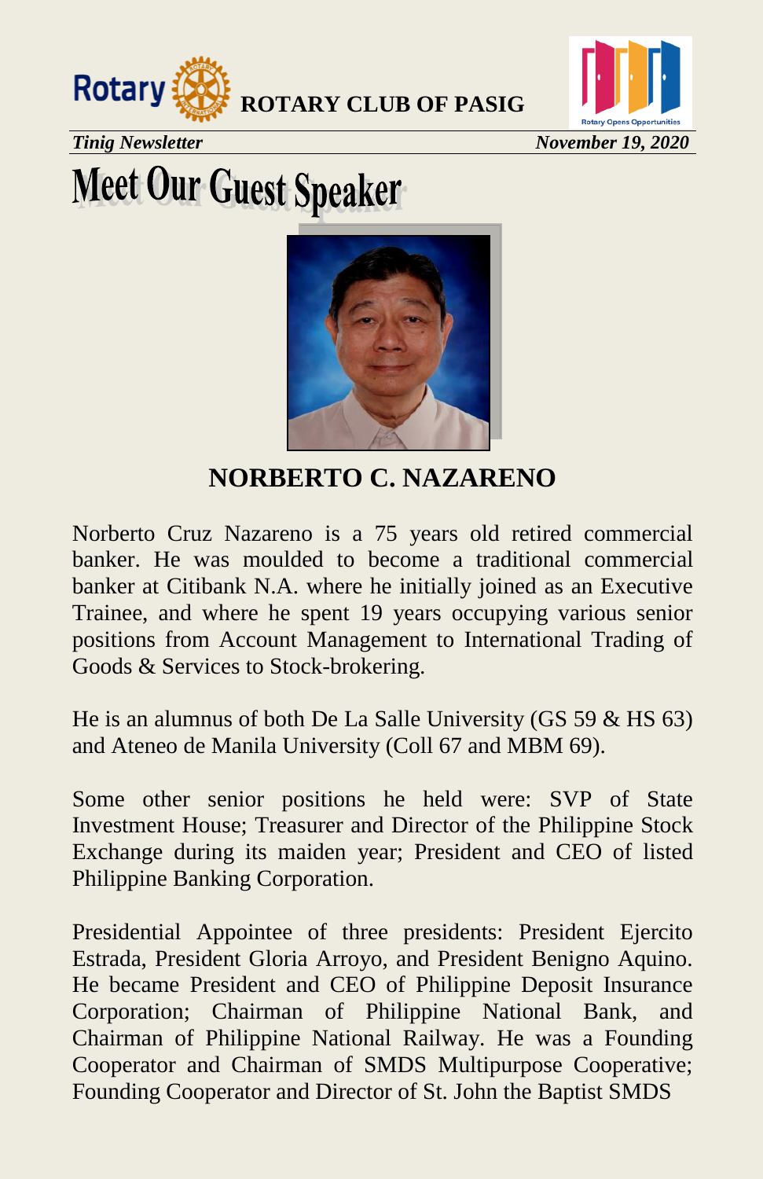# Meet Our Guest Speaker

## NORBERTO C. NAZARENO

Norberto Cruz Nazareno is a 75 years old retired commercial banker. He was moulded to become a traditional commercial banker at Citibank N.A. where he initially joined as an Executive Trainee, and where he spent 19 years occupying various senior positions from Account Management to International Trading of Goods & Services to Stock-brokering.

He is an alumnus of both De La Salle University (GS 59 & HS 63) and Ateneo de Manila University (Coll 67 and MBM 69).

Some other senior positions he held were: SVP of State Investment House; Treasurer and Director of the Philippine Stock Exchange during its maiden year; President and CEO of listed Philippine Banking Corporation.

Presidential Appointee of three presidents: President Ejercito Estrada, President Gloria Arroyo, and President Benigno Aquino. He became President and CEO of Philippine Deposit Insurance Corporation; Chairman of Philippine National Bank, and Chairman of Philippine National Railway. He was a Founding Cooperator and Chairman of SMDS Multipurpose Cooperative; Founding Cooperator and Director of St. John the Baptist SMDS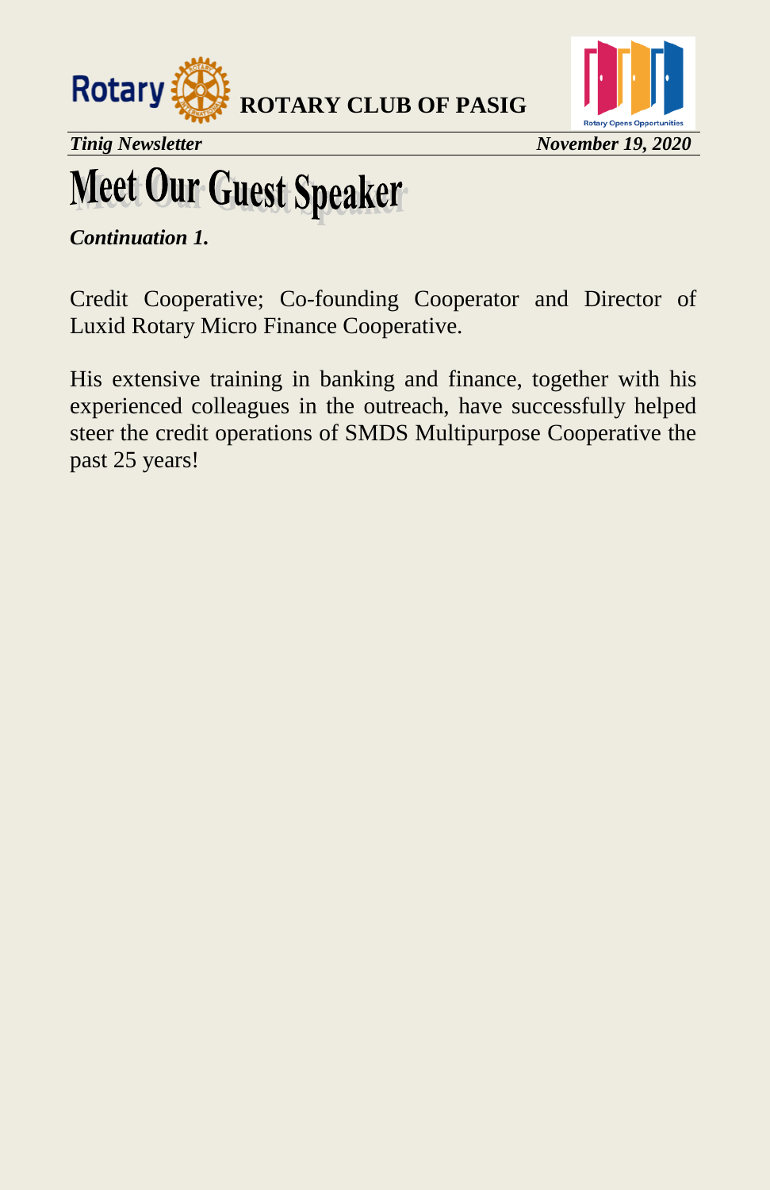# Meet Our Guest Speaker

***Continuation 1.***

Credit Cooperative; Co-founding Cooperator and Director of Luxid Rotary Micro Finance Cooperative.

His extensive training in banking and finance, together with his experienced colleagues in the outreach, have successfully helped steer the credit operations of SMDS Multipurpose Cooperative the past 25 years!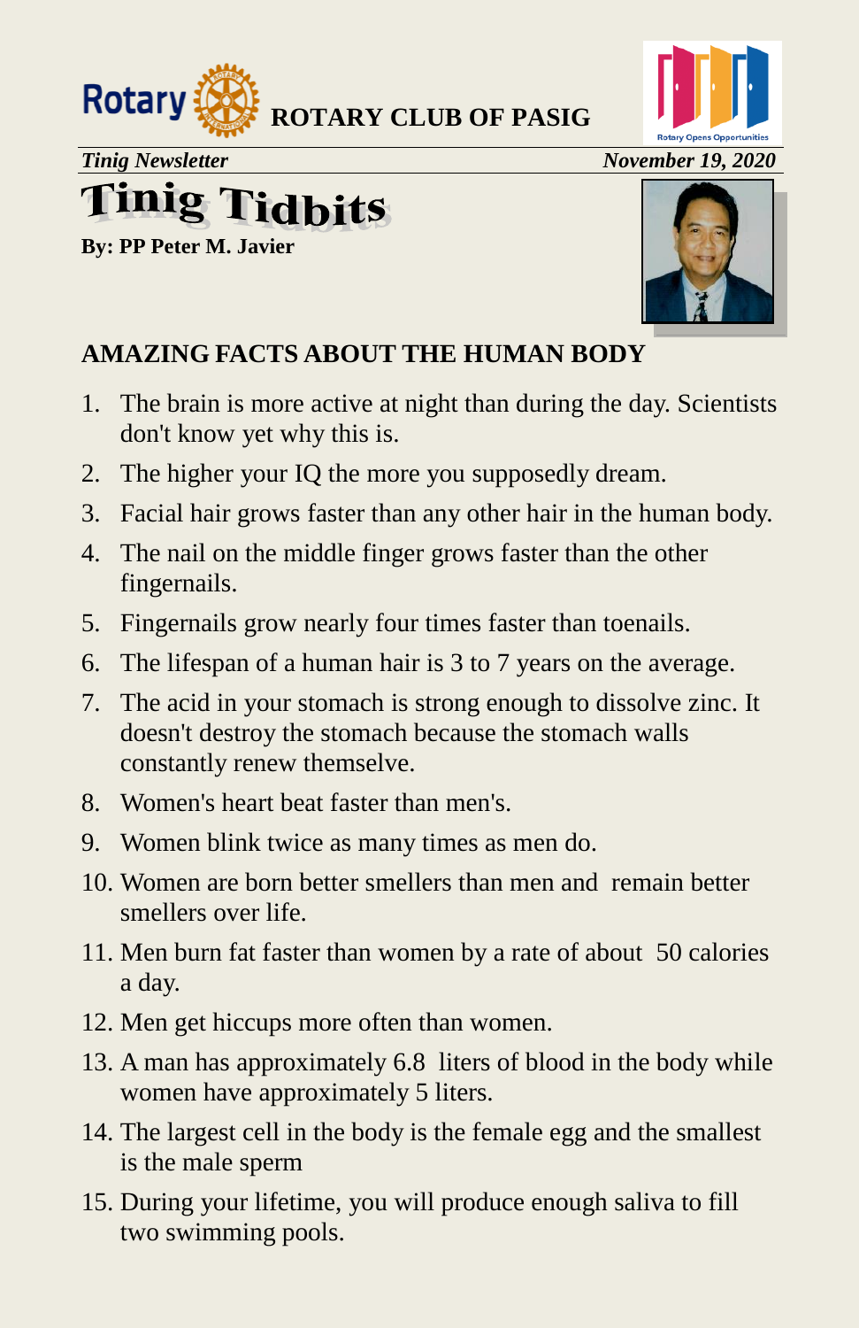**ROTARY CLUB OF PASIG**

*Tinig Newsletter* *November 19, 2020*

# Tinig Tidbits

**By: PP Peter M. Javier**

## AMAZING FACTS ABOUT THE HUMAN BODY

1. The brain is more active at night than during the day. Scientists don't know yet why this is.
2. The higher your IQ the more you supposedly dream.
3. Facial hair grows faster than any other hair in the human body.
4. The nail on the middle finger grows faster than the other fingernails.
5. Fingernails grow nearly four times faster than toenails.
6. The lifespan of a human hair is 3 to 7 years on the average.
7. The acid in your stomach is strong enough to dissolve zinc. It doesn't destroy the stomach because the stomach walls constantly renew themselve.
8. Women's heart beat faster than men's.
9. Women blink twice as many times as men do.
10. Women are born better smellers than men and remain better smellers over life.
11. Men burn fat faster than women by a rate of about 50 calories a day.
12. Men get hiccups more often than women.
13. A man has approximately 6.8 liters of blood in the body while women have approximately 5 liters.
14. The largest cell in the body is the female egg and the smallest is the male sperm
15. During your lifetime, you will produce enough saliva to fill two swimming pools.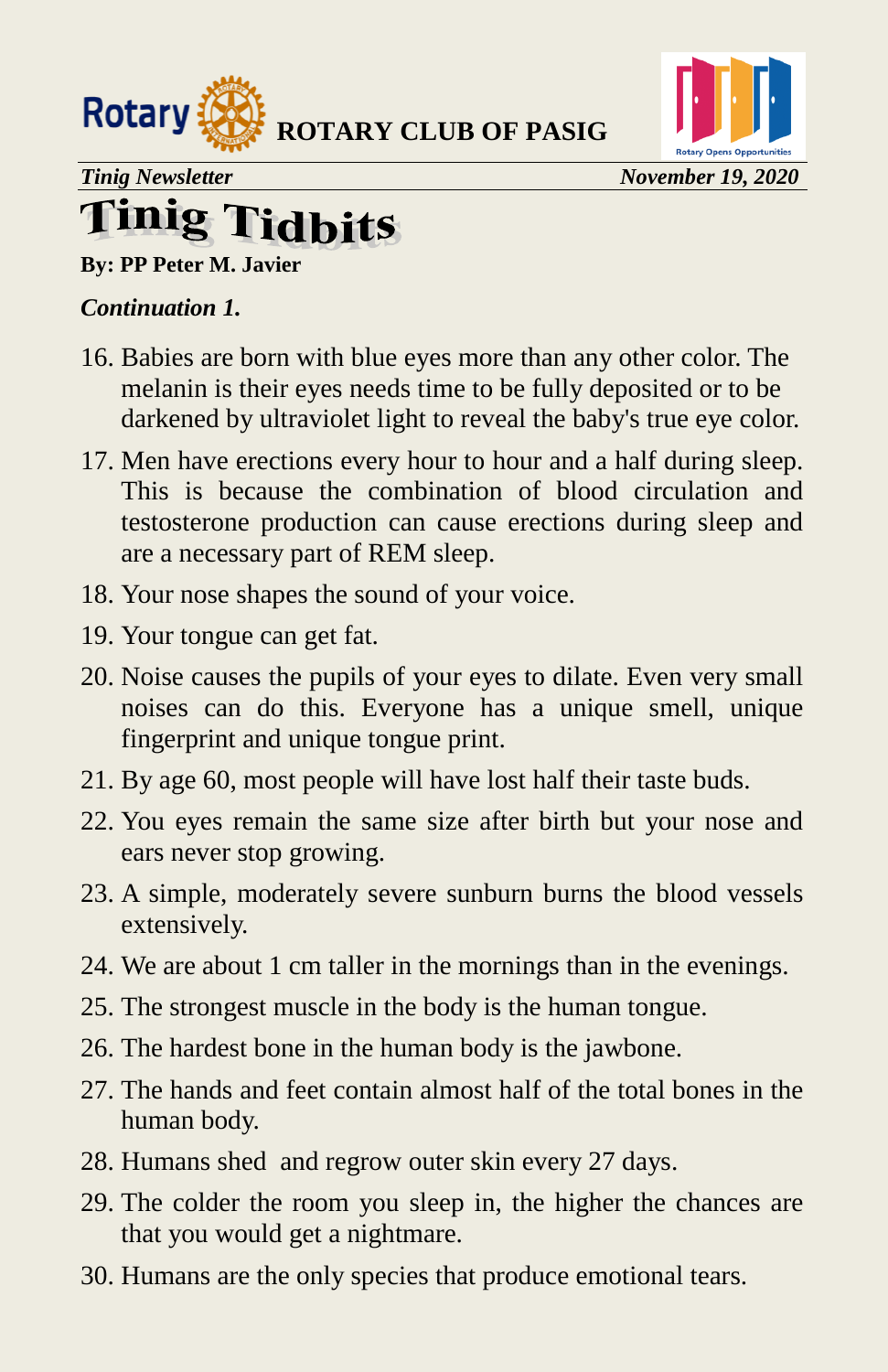# Tinig Tidbits

**By: PP Peter M. Javier**

***Continuation 1.***

16. Babies are born with blue eyes more than any other color. The melanin is their eyes needs time to be fully deposited or to be darkened by ultraviolet light to reveal the baby's true eye color.
17. Men have erections every hour to hour and a half during sleep. This is because the combination of blood circulation and testosterone production can cause erections during sleep and are a necessary part of REM sleep.
18. Your nose shapes the sound of your voice.
19. Your tongue can get fat.
20. Noise causes the pupils of your eyes to dilate. Even very small noises can do this. Everyone has a unique smell, unique fingerprint and unique tongue print.
21. By age 60, most people will have lost half their taste buds.
22. You eyes remain the same size after birth but your nose and ears never stop growing.
23. A simple, moderately severe sunburn burns the blood vessels extensively.
24. We are about 1 cm taller in the mornings than in the evenings.
25. The strongest muscle in the body is the human tongue.
26. The hardest bone in the human body is the jawbone.
27. The hands and feet contain almost half of the total bones in the human body.
28. Humans shed and regrow outer skin every 27 days.
29. The colder the room you sleep in, the higher the chances are that you would get a nightmare.
30. Humans are the only species that produce emotional tears.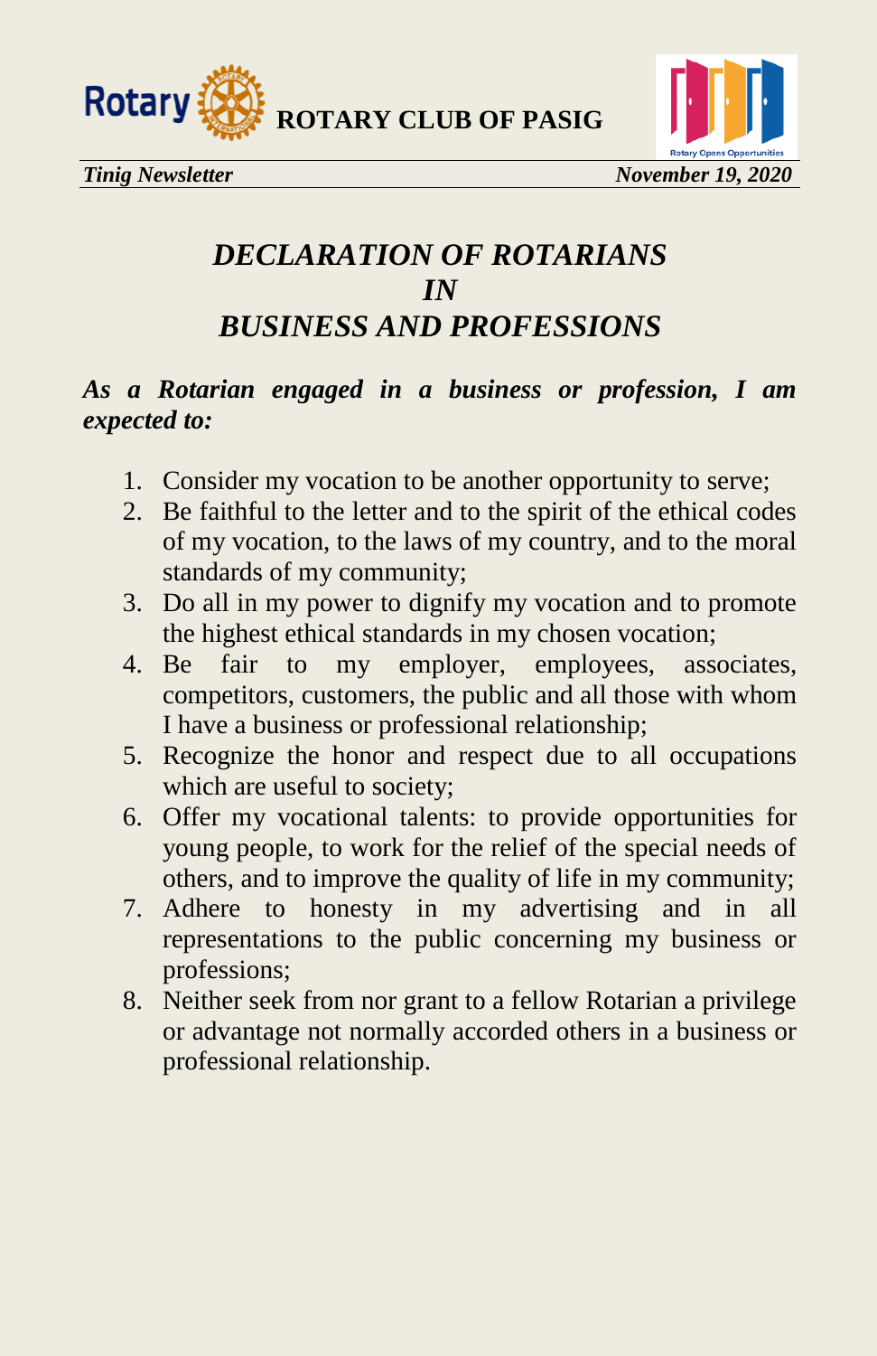# *DECLARATION OF ROTARIANS IN BUSINESS AND PROFESSIONS*

***As a Rotarian engaged in a business or profession, I am expected to:***

1. Consider my vocation to be another opportunity to serve;
2. Be faithful to the letter and to the spirit of the ethical codes of my vocation, to the laws of my country, and to the moral standards of my community;
3. Do all in my power to dignify my vocation and to promote the highest ethical standards in my chosen vocation;
4. Be fair to my employer, employees, associates, competitors, customers, the public and all those with whom I have a business or professional relationship;
5. Recognize the honor and respect due to all occupations which are useful to society;
6. Offer my vocational talents: to provide opportunities for young people, to work for the relief of the special needs of others, and to improve the quality of life in my community;
7. Adhere to honesty in my advertising and in all representations to the public concerning my business or professions;
8. Neither seek from nor grant to a fellow Rotarian a privilege or advantage not normally accorded others in a business or professional relationship.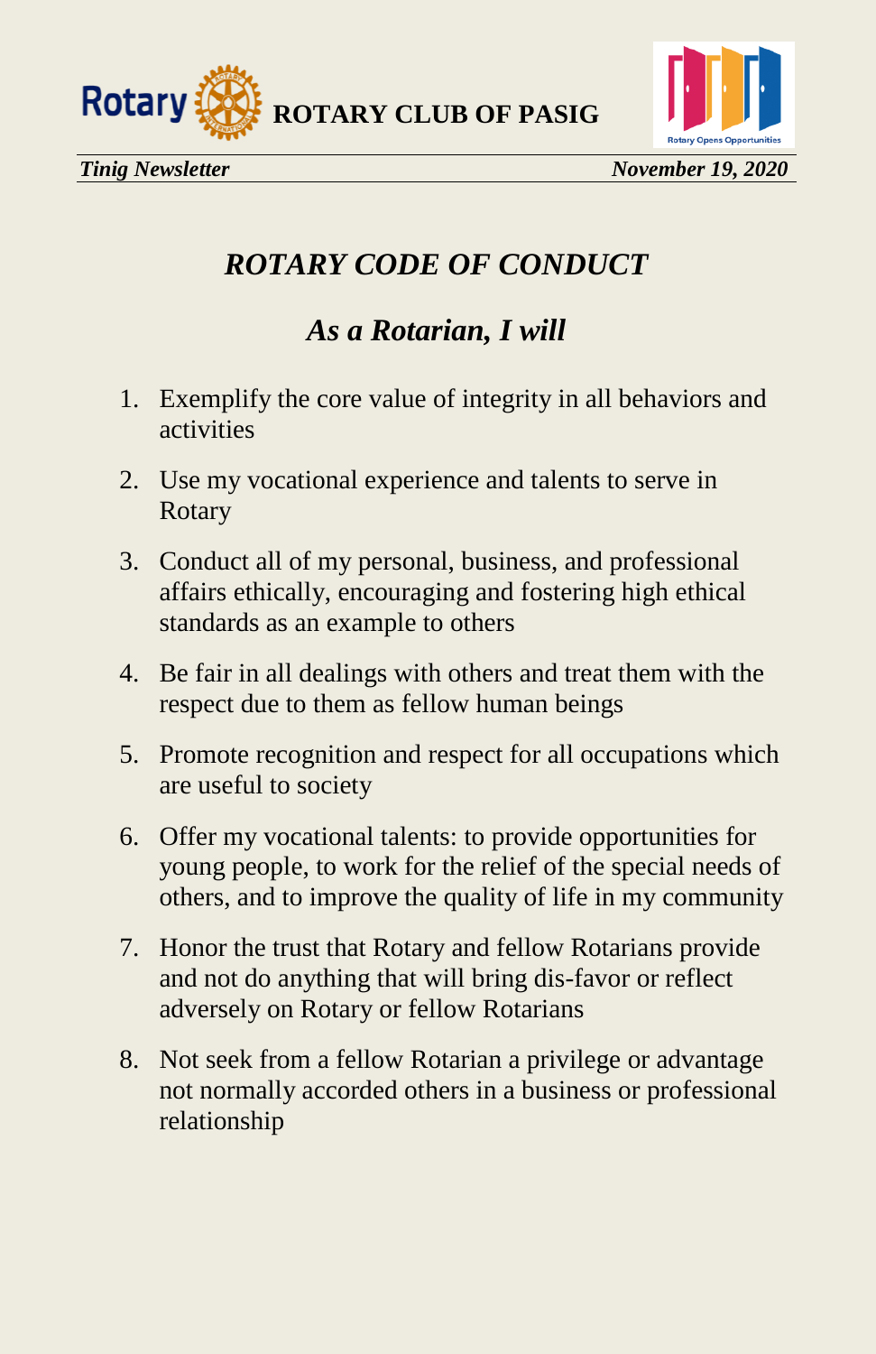# *ROTARY CODE OF CONDUCT*

## *As a Rotarian, I will*

1. Exemplify the core value of integrity in all behaviors and activities
2. Use my vocational experience and talents to serve in Rotary
3. Conduct all of my personal, business, and professional affairs ethically, encouraging and fostering high ethical standards as an example to others
4. Be fair in all dealings with others and treat them with the respect due to them as fellow human beings
5. Promote recognition and respect for all occupations which are useful to society
6. Offer my vocational talents: to provide opportunities for young people, to work for the relief of the special needs of others, and to improve the quality of life in my community
7. Honor the trust that Rotary and fellow Rotarians provide and not do anything that will bring dis-favor or reflect adversely on Rotary or fellow Rotarians
8. Not seek from a fellow Rotarian a privilege or advantage not normally accorded others in a business or professional relationship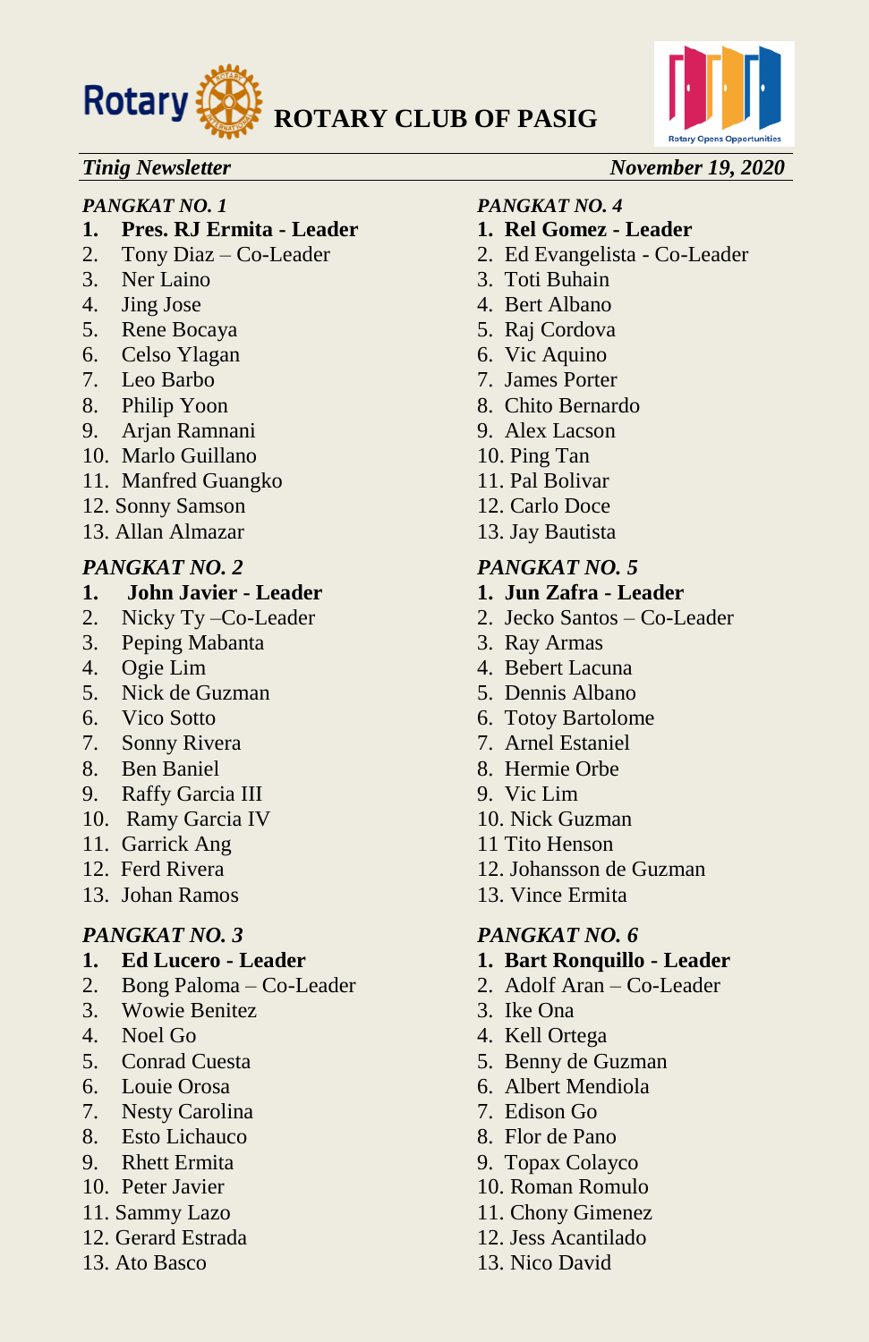*PANGKAT NO. 1*

1. **Pres. RJ Ermita - Leader**
2. Tony Diaz – Co-Leader
3. Ner Laino
4. Jing Jose
5. Rene Bocaya
6. Celso Ylagan
7. Leo Barbo
8. Philip Yoon
9. Arjan Ramnani
10. Marlo Guillano
11. Manfred Guangko
12. Sonny Samson
13. Allan Almazar

*PANGKAT NO. 2*

1. **John Javier - Leader**
2. Nicky Ty –Co-Leader
3. Peping Mabanta
4. Ogie Lim
5. Nick de Guzman
6. Vico Sotto
7. Sonny Rivera
8. Ben Baniel
9. Raffy Garcia III
10. Ramy Garcia IV
11. Garrick Ang
12. Ferd Rivera
13. Johan Ramos

*PANGKAT NO. 3*

1. **Ed Lucero - Leader**
2. Bong Paloma – Co-Leader
3. Wowie Benitez
4. Noel Go
5. Conrad Cuesta
6. Louie Orosa
7. Nesty Carolina
8. Esto Lichauco
9. Rhett Ermita
10. Peter Javier
11. Sammy Lazo
12. Gerard Estrada
13. Ato Basco

*PANGKAT NO. 4*

1. **Rel Gomez - Leader**
2. Ed Evangelista - Co-Leader
3. Toti Buhain
4. Bert Albano
5. Raj Cordova
6. Vic Aquino
7. James Porter
8. Chito Bernardo
9. Alex Lacson
10. Ping Tan
11. Pal Bolivar
12. Carlo Doce
13. Jay Bautista

*PANGKAT NO. 5*

1. **Jun Zafra - Leader**
2. Jecko Santos – Co-Leader
3. Ray Armas
4. Bebert Lacuna
5. Dennis Albano
6. Totoy Bartolome
7. Arnel Estaniel
8. Hermie Orbe
9. Vic Lim
10. Nick Guzman
11. Tito Henson
12. Johansson de Guzman
13. Vince Ermita

*PANGKAT NO. 6*

1. **Bart Ronquillo - Leader**
2. Adolf Aran – Co-Leader
3. Ike Ona
4. Kell Ortega
5. Benny de Guzman
6. Albert Mendiola
7. Edison Go
8. Flor de Pano
9. Topax Colayco
10. Roman Romulo
11. Chony Gimenez
12. Jess Acantilado
13. Nico David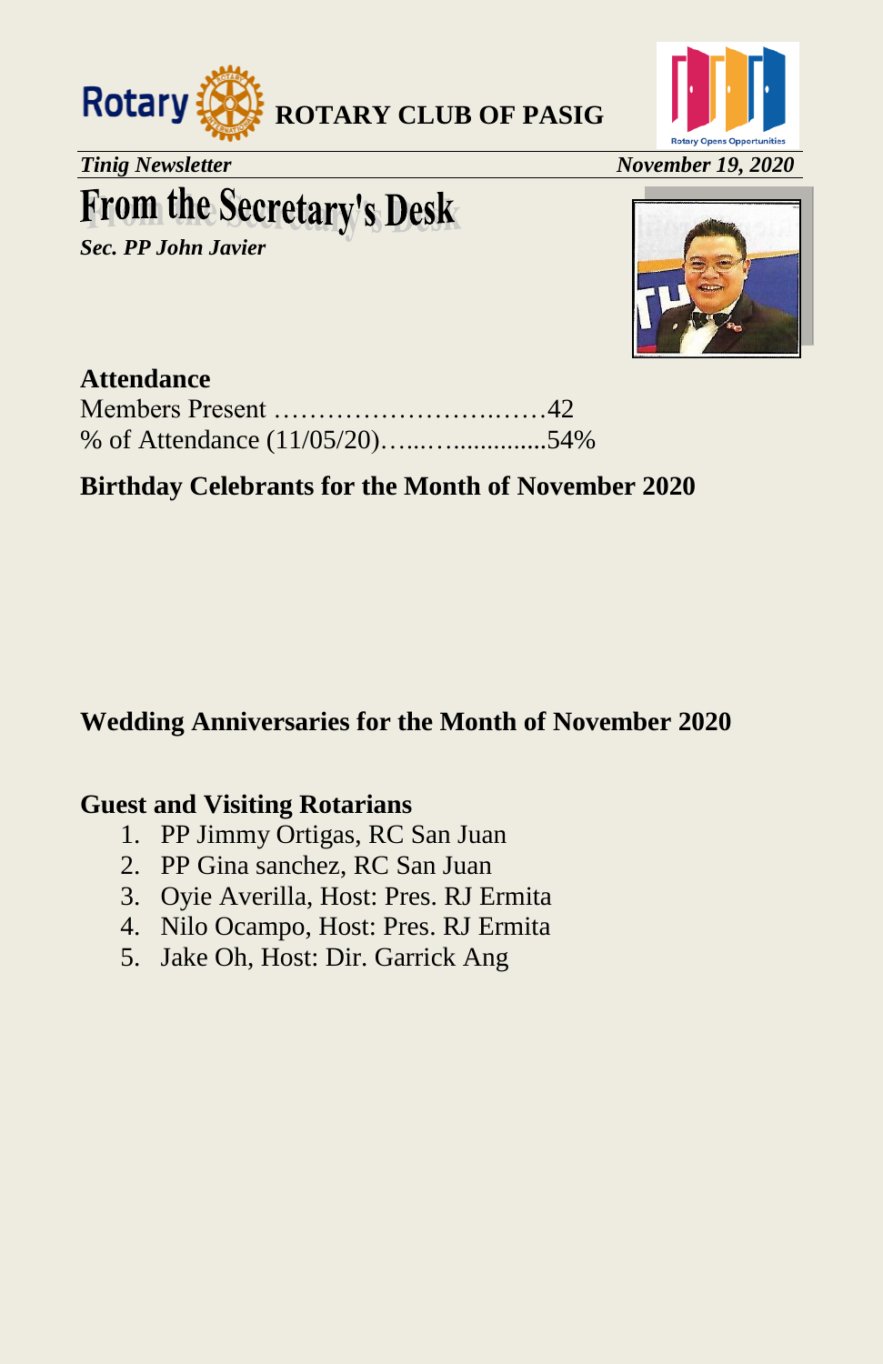# From the Secretary's Desk

***Sec. PP John Javier***

## Attendance

Members Present ………………………..……42
% of Attendance (11/05/20)…...…..............54%

## Birthday Celebrants for the Month of November 2020

## Wedding Anniversaries for the Month of November 2020

## Guest and Visiting Rotarians

1. PP Jimmy Ortigas, RC San Juan
2. PP Gina sanchez, RC San Juan
3. Oyie Averilla, Host: Pres. RJ Ermita
4. Nilo Ocampo, Host: Pres. RJ Ermita
5. Jake Oh, Host: Dir. Garrick Ang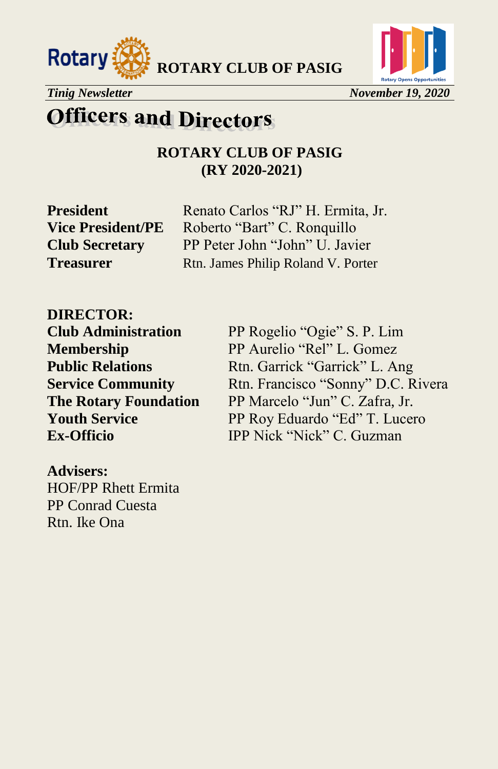# Officers and Directors

**ROTARY CLUB OF PASIG**
**(RY 2020-2021)**

| | |
|---|---|
| **President** | Renato Carlos “RJ” H. Ermita, Jr. |
| **Vice President/PE** | Roberto “Bart” C. Ronquillo |
| **Club Secretary** | PP Peter John “John” U. Javier |
| **Treasurer** | Rtn. James Philip Roland V. Porter |

**DIRECTOR:**

| | |
|---|---|
| **Club Administration** | PP Rogelio “Ogie” S. P. Lim |
| **Membership** | PP Aurelio “Rel” L. Gomez |
| **Public Relations** | Rtn. Garrick “Garrick” L. Ang |
| **Service Community** | Rtn. Francisco “Sonny” D.C. Rivera |
| **The Rotary Foundation** | PP Marcelo “Jun” C. Zafra, Jr. |
| **Youth Service** | PP Roy Eduardo “Ed” T. Lucero |
| **Ex-Officio** | IPP Nick “Nick” C. Guzman |

**Advisers:**
HOF/PP Rhett Ermita
PP Conrad Cuesta
Rtn. Ike Ona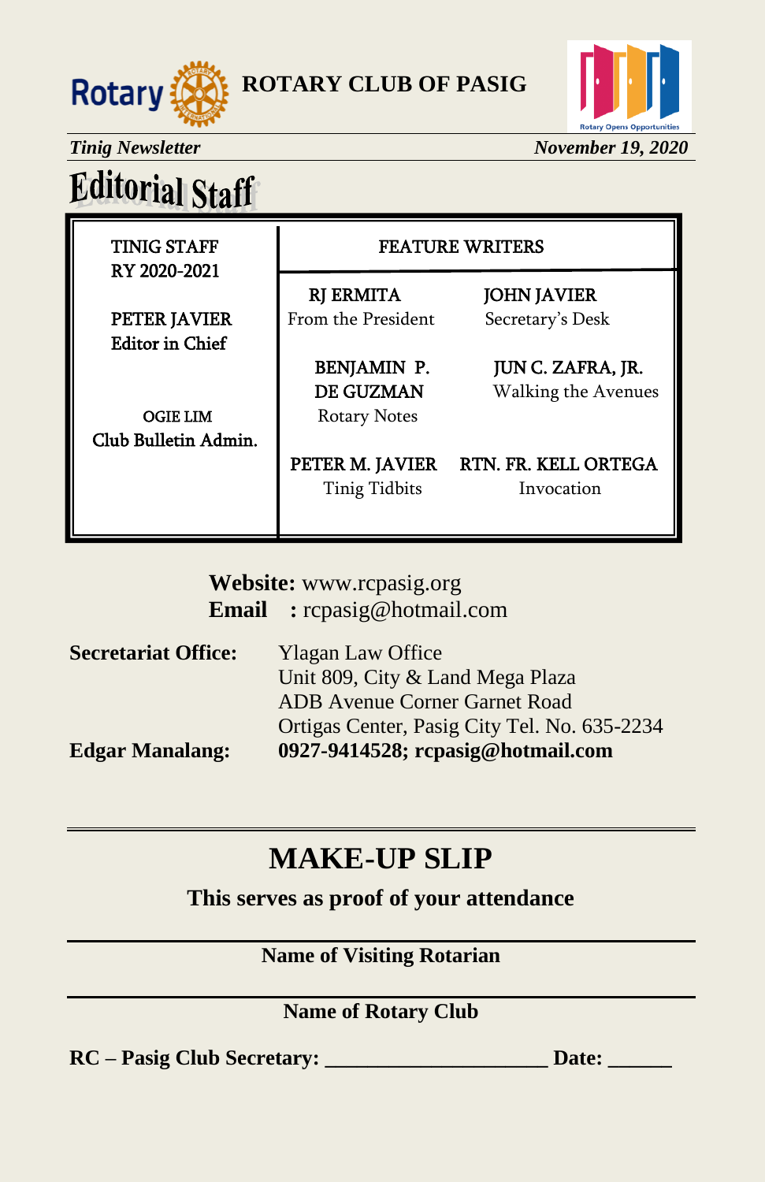# ROTARY CLUB OF PASIG

*Tinig Newsletter* *November 19, 2020*

## Editorial Staff

| TINIG STAFF RY 2020-2021 | FEATURE WRITERS | |
|---|---|---|
| PETER JAVIER<br>Editor in Chief | RJ ERMITA<br>From the President | JOHN JAVIER<br>Secretary's Desk |
| OGIE LIM<br>Club Bulletin Admin. | BENJAMIN P. DE GUZMAN<br>Rotary Notes | JUN C. ZAFRA, JR.<br>Walking the Avenues |
| | PETER M. JAVIER<br>Tinig Tidbits | RTN. FR. KELL ORTEGA<br>Invocation |

**Website:** www.rcpasig.org
**Email :** rcpasig@hotmail.com

**Secretariat Office:** Ylagan Law Office
Unit 809, City & Land Mega Plaza
ADB Avenue Corner Garnet Road
Ortigas Center, Pasig City Tel. No. 635-2234

**Edgar Manalang:** **0927-9414528; rcpasig@hotmail.com**

---

# MAKE-UP SLIP

**This serves as proof of your attendance**

---

**Name of Visiting Rotarian**

---

**Name of Rotary Club**

**RC – Pasig Club Secretary: ____________________ Date: ______**